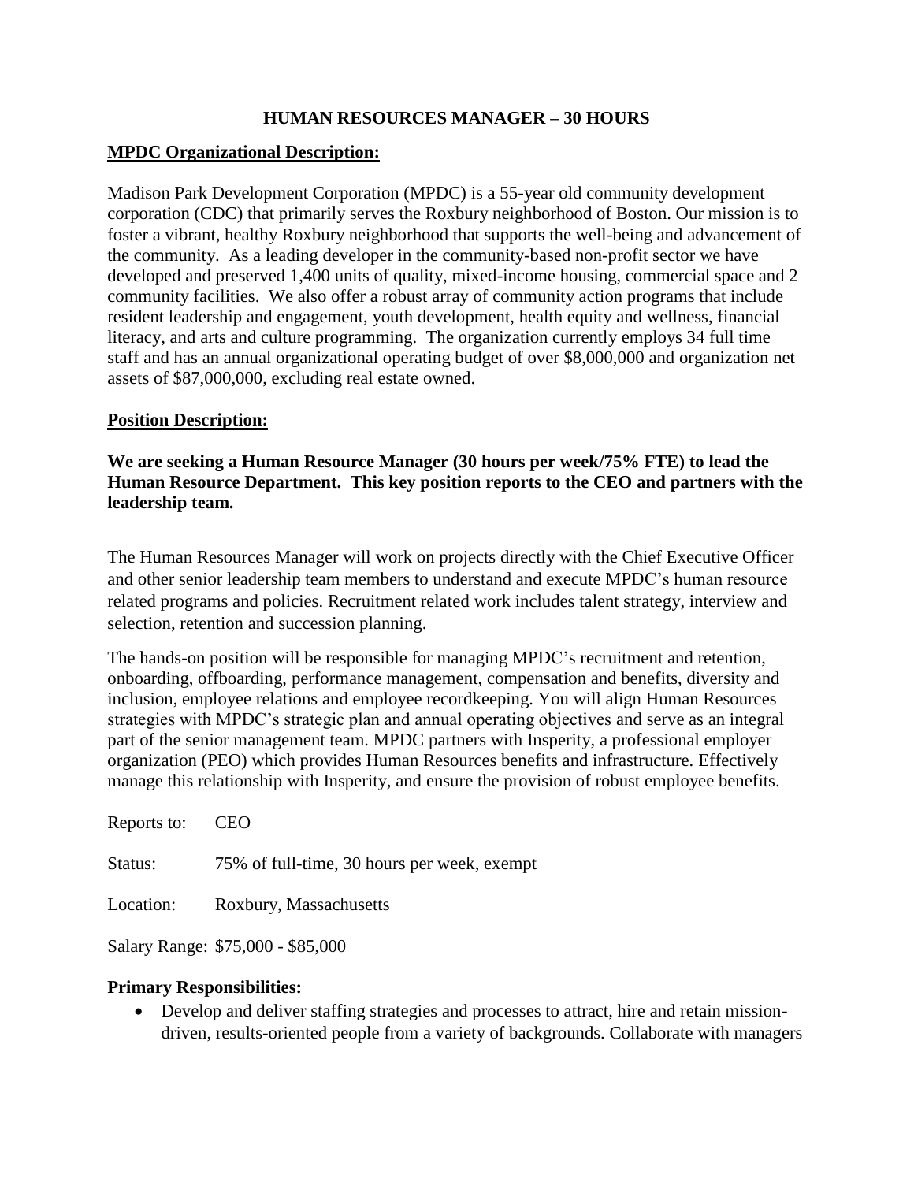# HUMAN RESOURCES MANAGER – 30 HOURS

## MPDC Organizational Description:

Madison Park Development Corporation (MPDC) is a 55-year old community development corporation (CDC) that primarily serves the Roxbury neighborhood of Boston. Our mission is to foster a vibrant, healthy Roxbury neighborhood that supports the well-being and advancement of the community. As a leading developer in the community-based non-profit sector we have developed and preserved 1,400 units of quality, mixed-income housing, commercial space and 2 community facilities. We also offer a robust array of community action programs that include resident leadership and engagement, youth development, health equity and wellness, financial literacy, and arts and culture programming. The organization currently employs 34 full time staff and has an annual organizational operating budget of over $8,000,000 and organization net assets of $87,000,000, excluding real estate owned.

## Position Description:

**We are seeking a Human Resource Manager (30 hours per week/75% FTE) to lead the Human Resource Department. This key position reports to the CEO and partners with the leadership team.**

The Human Resources Manager will work on projects directly with the Chief Executive Officer and other senior leadership team members to understand and execute MPDC's human resource related programs and policies. Recruitment related work includes talent strategy, interview and selection, retention and succession planning.

The hands-on position will be responsible for managing MPDC's recruitment and retention, onboarding, offboarding, performance management, compensation and benefits, diversity and inclusion, employee relations and employee recordkeeping. You will align Human Resources strategies with MPDC's strategic plan and annual operating objectives and serve as an integral part of the senior management team. MPDC partners with Insperity, a professional employer organization (PEO) which provides Human Resources benefits and infrastructure. Effectively manage this relationship with Insperity, and ensure the provision of robust employee benefits.

Reports to: CEO

Status: 75% of full-time, 30 hours per week, exempt

Location: Roxbury, Massachusetts

Salary Range: $75,000 - $85,000

**Primary Responsibilities:**

- Develop and deliver staffing strategies and processes to attract, hire and retain mission-driven, results-oriented people from a variety of backgrounds. Collaborate with managers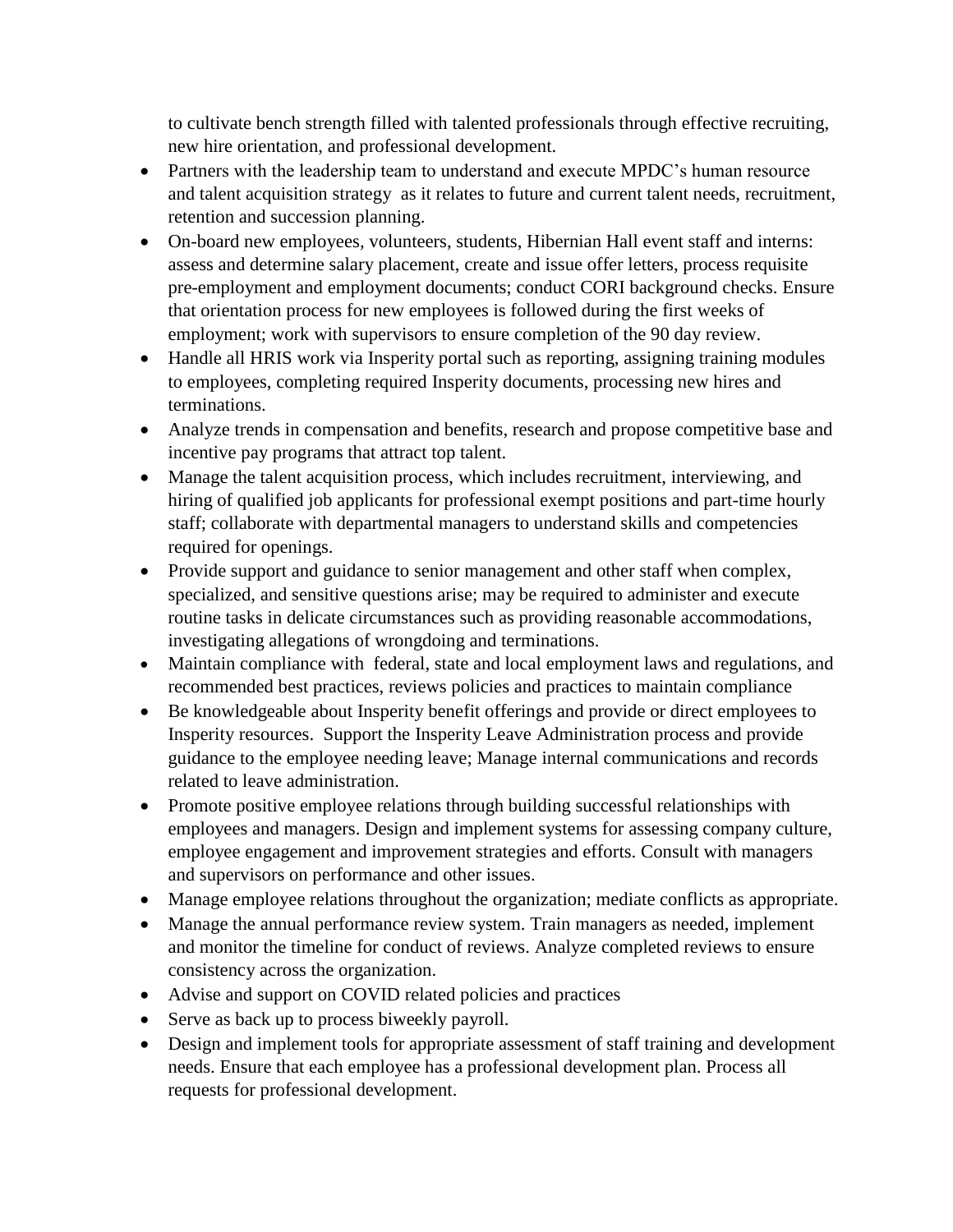to cultivate bench strength filled with talented professionals through effective recruiting, new hire orientation, and professional development.

- Partners with the leadership team to understand and execute MPDC's human resource and talent acquisition strategy as it relates to future and current talent needs, recruitment, retention and succession planning.
- On-board new employees, volunteers, students, Hibernian Hall event staff and interns: assess and determine salary placement, create and issue offer letters, process requisite pre-employment and employment documents; conduct CORI background checks. Ensure that orientation process for new employees is followed during the first weeks of employment; work with supervisors to ensure completion of the 90 day review.
- Handle all HRIS work via Insperity portal such as reporting, assigning training modules to employees, completing required Insperity documents, processing new hires and terminations.
- Analyze trends in compensation and benefits, research and propose competitive base and incentive pay programs that attract top talent.
- Manage the talent acquisition process, which includes recruitment, interviewing, and hiring of qualified job applicants for professional exempt positions and part-time hourly staff; collaborate with departmental managers to understand skills and competencies required for openings.
- Provide support and guidance to senior management and other staff when complex, specialized, and sensitive questions arise; may be required to administer and execute routine tasks in delicate circumstances such as providing reasonable accommodations, investigating allegations of wrongdoing and terminations.
- Maintain compliance with federal, state and local employment laws and regulations, and recommended best practices, reviews policies and practices to maintain compliance
- Be knowledgeable about Insperity benefit offerings and provide or direct employees to Insperity resources. Support the Insperity Leave Administration process and provide guidance to the employee needing leave; Manage internal communications and records related to leave administration.
- Promote positive employee relations through building successful relationships with employees and managers. Design and implement systems for assessing company culture, employee engagement and improvement strategies and efforts. Consult with managers and supervisors on performance and other issues.
- Manage employee relations throughout the organization; mediate conflicts as appropriate.
- Manage the annual performance review system. Train managers as needed, implement and monitor the timeline for conduct of reviews. Analyze completed reviews to ensure consistency across the organization.
- Advise and support on COVID related policies and practices
- Serve as back up to process biweekly payroll.
- Design and implement tools for appropriate assessment of staff training and development needs. Ensure that each employee has a professional development plan. Process all requests for professional development.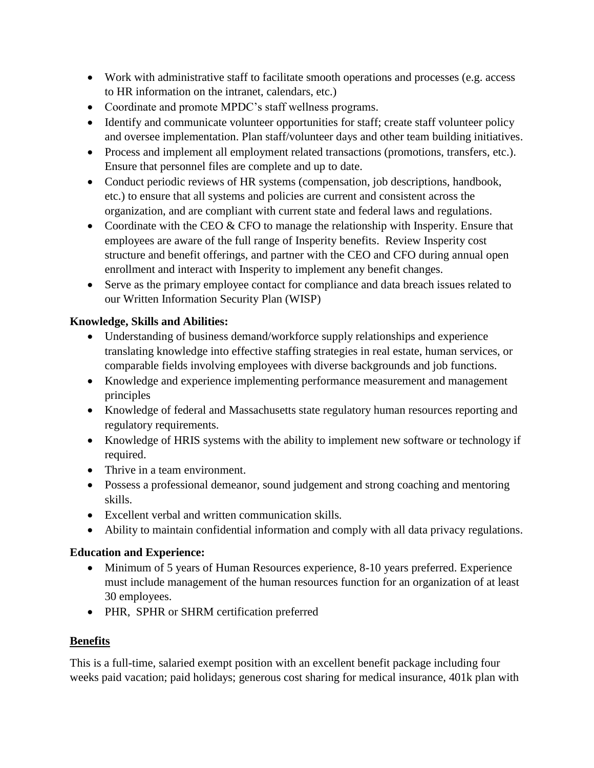- Work with administrative staff to facilitate smooth operations and processes (e.g. access to HR information on the intranet, calendars, etc.)
- Coordinate and promote MPDC's staff wellness programs.
- Identify and communicate volunteer opportunities for staff; create staff volunteer policy and oversee implementation. Plan staff/volunteer days and other team building initiatives.
- Process and implement all employment related transactions (promotions, transfers, etc.). Ensure that personnel files are complete and up to date.
- Conduct periodic reviews of HR systems (compensation, job descriptions, handbook, etc.) to ensure that all systems and policies are current and consistent across the organization, and are compliant with current state and federal laws and regulations.
- Coordinate with the CEO & CFO to manage the relationship with Insperity. Ensure that employees are aware of the full range of Insperity benefits. Review Insperity cost structure and benefit offerings, and partner with the CEO and CFO during annual open enrollment and interact with Insperity to implement any benefit changes.
- Serve as the primary employee contact for compliance and data breach issues related to our Written Information Security Plan (WISP)

**Knowledge, Skills and Abilities:**

- Understanding of business demand/workforce supply relationships and experience translating knowledge into effective staffing strategies in real estate, human services, or comparable fields involving employees with diverse backgrounds and job functions.
- Knowledge and experience implementing performance measurement and management principles
- Knowledge of federal and Massachusetts state regulatory human resources reporting and regulatory requirements.
- Knowledge of HRIS systems with the ability to implement new software or technology if required.
- Thrive in a team environment.
- Possess a professional demeanor, sound judgement and strong coaching and mentoring skills.
- Excellent verbal and written communication skills.
- Ability to maintain confidential information and comply with all data privacy regulations.

**Education and Experience:**

- Minimum of 5 years of Human Resources experience, 8-10 years preferred. Experience must include management of the human resources function for an organization of at least 30 employees.
- PHR, SPHR or SHRM certification preferred

**Benefits**

This is a full-time, salaried exempt position with an excellent benefit package including four weeks paid vacation; paid holidays; generous cost sharing for medical insurance, 401k plan with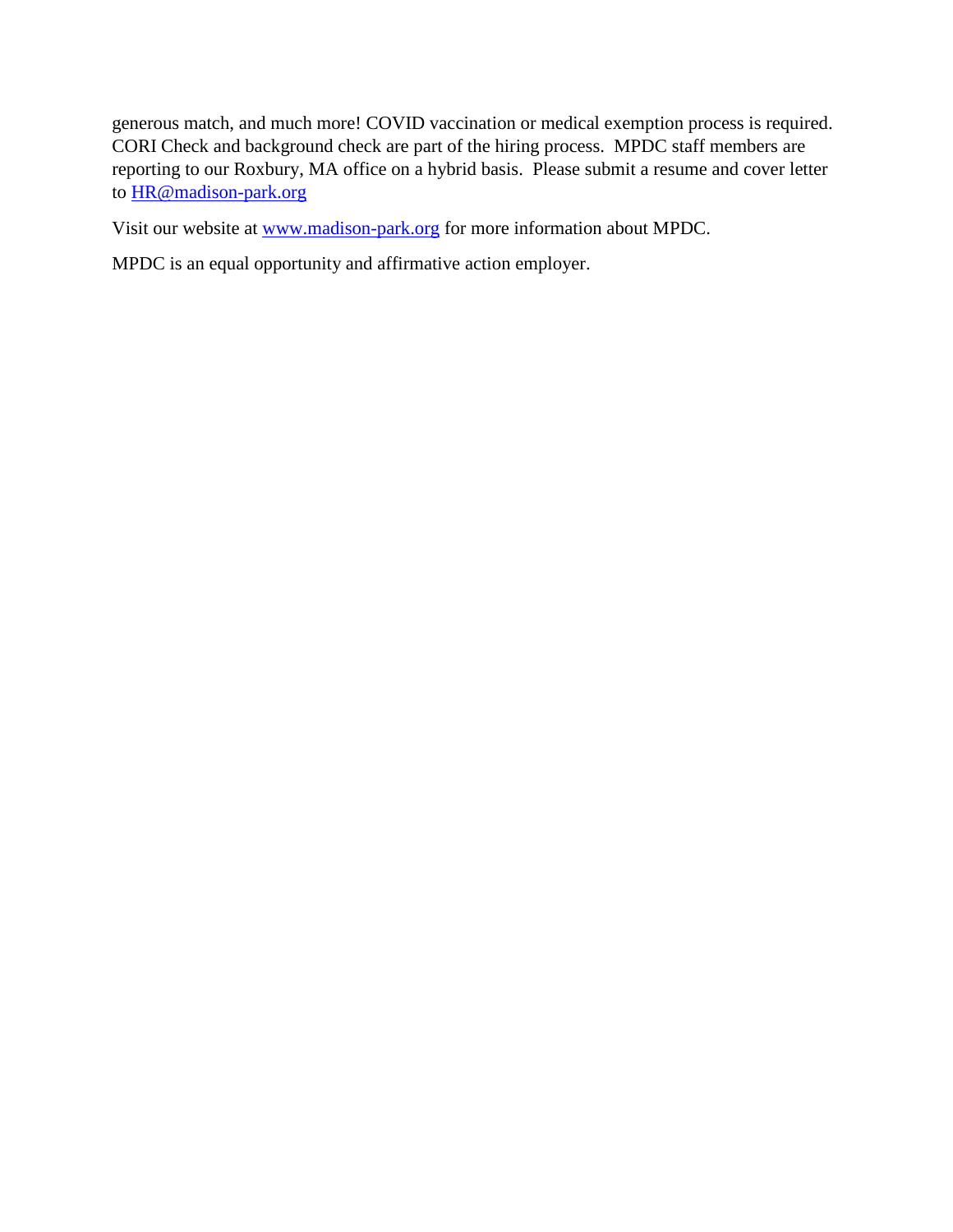generous match, and much more! COVID vaccination or medical exemption process is required. CORI Check and background check are part of the hiring process. MPDC staff members are reporting to our Roxbury, MA office on a hybrid basis. Please submit a resume and cover letter to [HR@madison-park.org](mailto:HR@madison-park.org)

Visit our website at [www.madison-park.org](http://www.madison-park.org) for more information about MPDC.

MPDC is an equal opportunity and affirmative action employer.